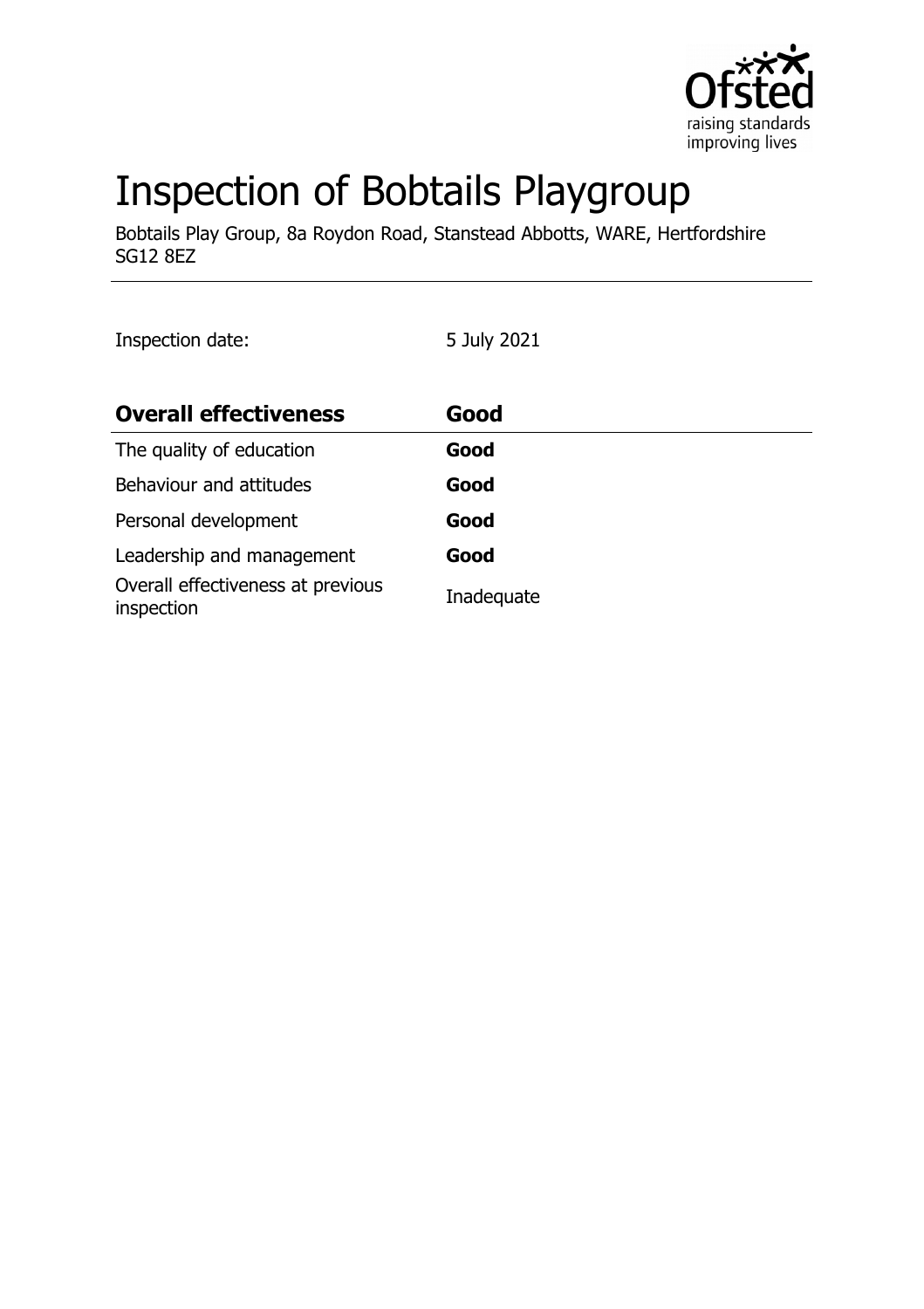# Inspection of Bobtails Playgroup

Bobtails Play Group, 8a Roydon Road, Stanstead Abbotts, WARE, Hertfordshire SG12 8EZ

Inspection date: 5 July 2021

| **Overall effectiveness** | **Good** |
|---|---|
| The quality of education | **Good** |
| Behaviour and attitudes | **Good** |
| Personal development | **Good** |
| Leadership and management | **Good** |
| Overall effectiveness at previous inspection | Inadequate |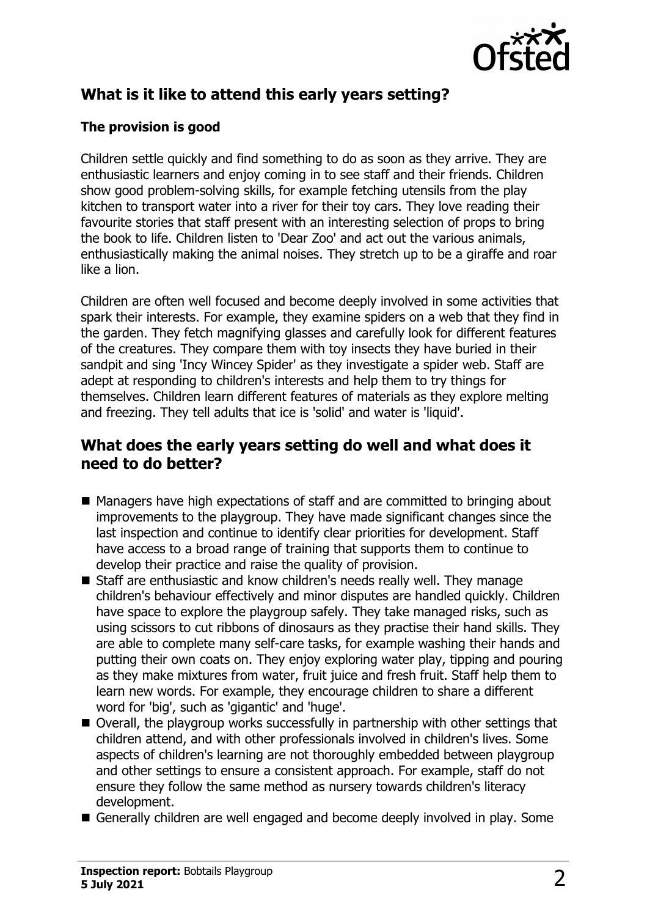## What is it like to attend this early years setting?

### The provision is good

Children settle quickly and find something to do as soon as they arrive. They are enthusiastic learners and enjoy coming in to see staff and their friends. Children show good problem-solving skills, for example fetching utensils from the play kitchen to transport water into a river for their toy cars. They love reading their favourite stories that staff present with an interesting selection of props to bring the book to life. Children listen to 'Dear Zoo' and act out the various animals, enthusiastically making the animal noises. They stretch up to be a giraffe and roar like a lion.

Children are often well focused and become deeply involved in some activities that spark their interests. For example, they examine spiders on a web that they find in the garden. They fetch magnifying glasses and carefully look for different features of the creatures. They compare them with toy insects they have buried in their sandpit and sing 'Incy Wincey Spider' as they investigate a spider web. Staff are adept at responding to children's interests and help them to try things for themselves. Children learn different features of materials as they explore melting and freezing. They tell adults that ice is 'solid' and water is 'liquid'.

## What does the early years setting do well and what does it need to do better?

- Managers have high expectations of staff and are committed to bringing about improvements to the playgroup. They have made significant changes since the last inspection and continue to identify clear priorities for development. Staff have access to a broad range of training that supports them to continue to develop their practice and raise the quality of provision.
- Staff are enthusiastic and know children's needs really well. They manage children's behaviour effectively and minor disputes are handled quickly. Children have space to explore the playgroup safely. They take managed risks, such as using scissors to cut ribbons of dinosaurs as they practise their hand skills. They are able to complete many self-care tasks, for example washing their hands and putting their own coats on. They enjoy exploring water play, tipping and pouring as they make mixtures from water, fruit juice and fresh fruit. Staff help them to learn new words. For example, they encourage children to share a different word for 'big', such as 'gigantic' and 'huge'.
- Overall, the playgroup works successfully in partnership with other settings that children attend, and with other professionals involved in children's lives. Some aspects of children's learning are not thoroughly embedded between playgroup and other settings to ensure a consistent approach. For example, staff do not ensure they follow the same method as nursery towards children's literacy development.
- Generally children are well engaged and become deeply involved in play. Some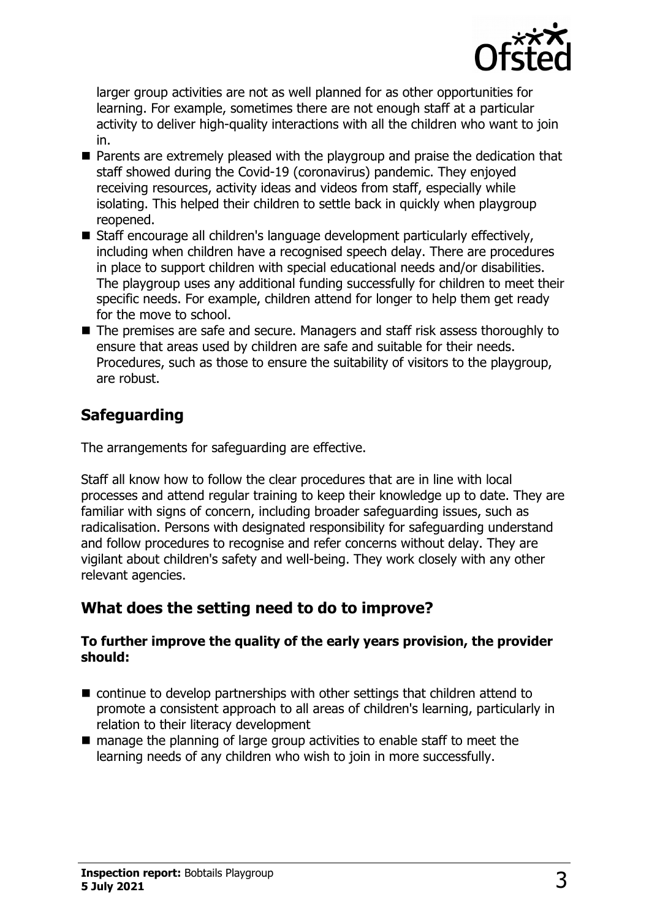larger group activities are not as well planned for as other opportunities for learning. For example, sometimes there are not enough staff at a particular activity to deliver high-quality interactions with all the children who want to join in.

- Parents are extremely pleased with the playgroup and praise the dedication that staff showed during the Covid-19 (coronavirus) pandemic. They enjoyed receiving resources, activity ideas and videos from staff, especially while isolating. This helped their children to settle back in quickly when playgroup reopened.
- Staff encourage all children's language development particularly effectively, including when children have a recognised speech delay. There are procedures in place to support children with special educational needs and/or disabilities. The playgroup uses any additional funding successfully for children to meet their specific needs. For example, children attend for longer to help them get ready for the move to school.
- The premises are safe and secure. Managers and staff risk assess thoroughly to ensure that areas used by children are safe and suitable for their needs. Procedures, such as those to ensure the suitability of visitors to the playgroup, are robust.

## Safeguarding

The arrangements for safeguarding are effective.

Staff all know how to follow the clear procedures that are in line with local processes and attend regular training to keep their knowledge up to date. They are familiar with signs of concern, including broader safeguarding issues, such as radicalisation. Persons with designated responsibility for safeguarding understand and follow procedures to recognise and refer concerns without delay. They are vigilant about children's safety and well-being. They work closely with any other relevant agencies.

## What does the setting need to do to improve?

**To further improve the quality of the early years provision, the provider should:**

- continue to develop partnerships with other settings that children attend to promote a consistent approach to all areas of children's learning, particularly in relation to their literacy development
- manage the planning of large group activities to enable staff to meet the learning needs of any children who wish to join in more successfully.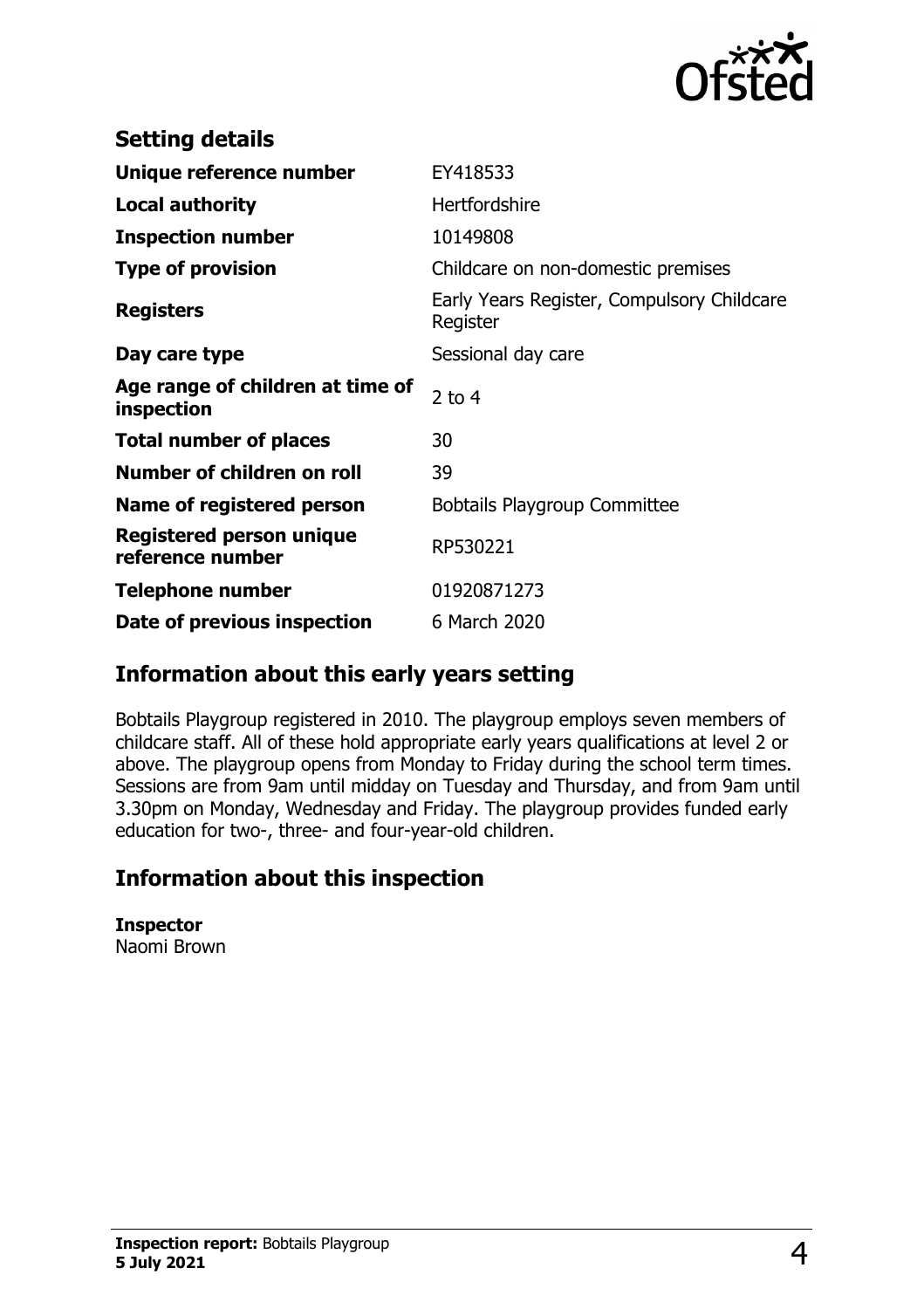## Setting details

| | |
|---|---|
| **Unique reference number** | EY418533 |
| **Local authority** | Hertfordshire |
| **Inspection number** | 10149808 |
| **Type of provision** | Childcare on non-domestic premises |
| **Registers** | Early Years Register, Compulsory Childcare Register |
| **Day care type** | Sessional day care |
| **Age range of children at time of inspection** | 2 to 4 |
| **Total number of places** | 30 |
| **Number of children on roll** | 39 |
| **Name of registered person** | Bobtails Playgroup Committee |
| **Registered person unique reference number** | RP530221 |
| **Telephone number** | 01920871273 |
| **Date of previous inspection** | 6 March 2020 |

## Information about this early years setting

Bobtails Playgroup registered in 2010. The playgroup employs seven members of childcare staff. All of these hold appropriate early years qualifications at level 2 or above. The playgroup opens from Monday to Friday during the school term times. Sessions are from 9am until midday on Tuesday and Thursday, and from 9am until 3.30pm on Monday, Wednesday and Friday. The playgroup provides funded early education for two-, three- and four-year-old children.

## Information about this inspection

**Inspector**
Naomi Brown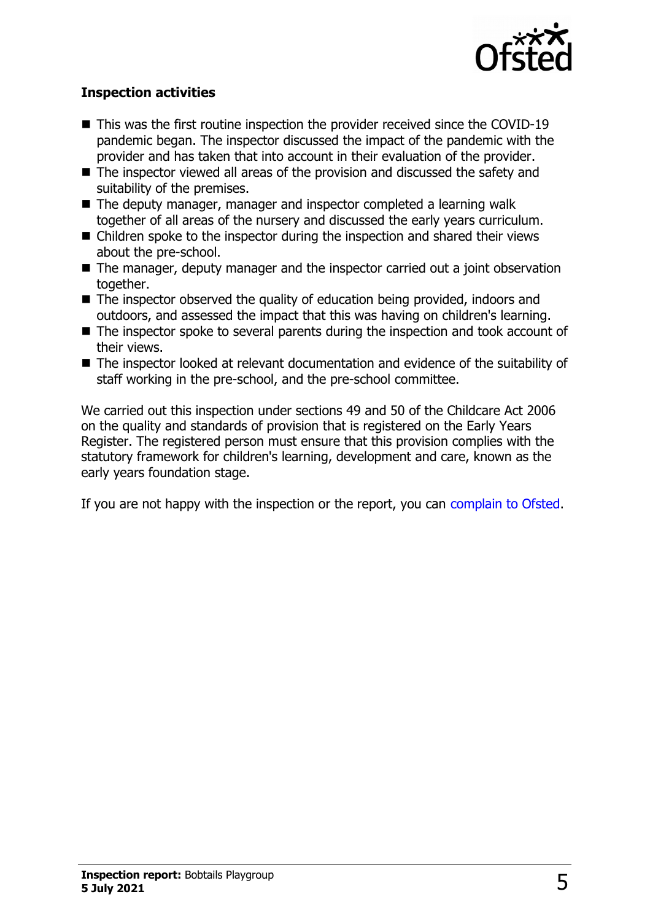### Inspection activities

- This was the first routine inspection the provider received since the COVID-19 pandemic began. The inspector discussed the impact of the pandemic with the provider and has taken that into account in their evaluation of the provider.
- The inspector viewed all areas of the provision and discussed the safety and suitability of the premises.
- The deputy manager, manager and inspector completed a learning walk together of all areas of the nursery and discussed the early years curriculum.
- Children spoke to the inspector during the inspection and shared their views about the pre-school.
- The manager, deputy manager and the inspector carried out a joint observation together.
- The inspector observed the quality of education being provided, indoors and outdoors, and assessed the impact that this was having on children's learning.
- The inspector spoke to several parents during the inspection and took account of their views.
- The inspector looked at relevant documentation and evidence of the suitability of staff working in the pre-school, and the pre-school committee.

We carried out this inspection under sections 49 and 50 of the Childcare Act 2006 on the quality and standards of provision that is registered on the Early Years Register. The registered person must ensure that this provision complies with the statutory framework for children's learning, development and care, known as the early years foundation stage.

If you are not happy with the inspection or the report, you can complain to Ofsted.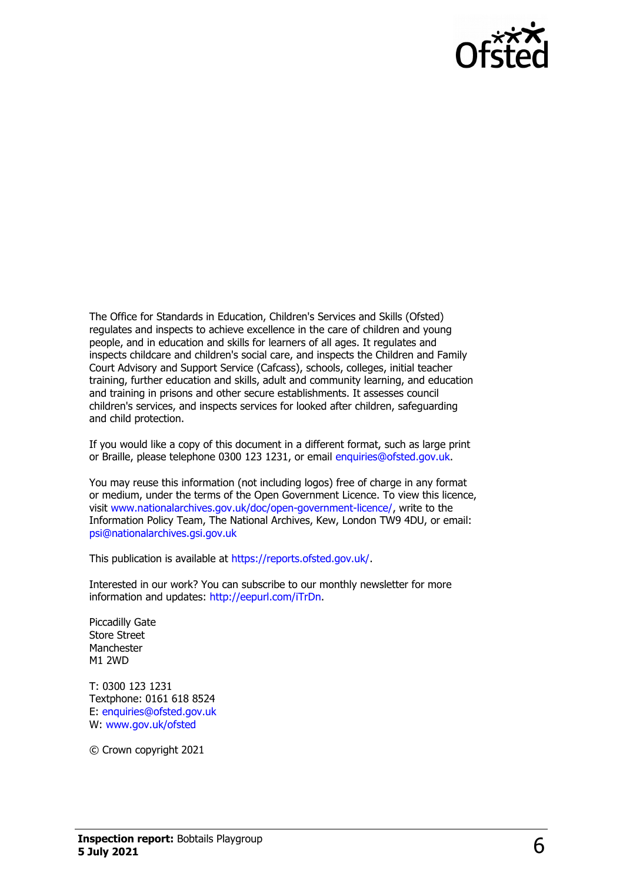The Office for Standards in Education, Children's Services and Skills (Ofsted) regulates and inspects to achieve excellence in the care of children and young people, and in education and skills for learners of all ages. It regulates and inspects childcare and children's social care, and inspects the Children and Family Court Advisory and Support Service (Cafcass), schools, colleges, initial teacher training, further education and skills, adult and community learning, and education and training in prisons and other secure establishments. It assesses council children's services, and inspects services for looked after children, safeguarding and child protection.

If you would like a copy of this document in a different format, such as large print or Braille, please telephone 0300 123 1231, or email enquiries@ofsted.gov.uk.

You may reuse this information (not including logos) free of charge in any format or medium, under the terms of the Open Government Licence. To view this licence, visit www.nationalarchives.gov.uk/doc/open-government-licence/, write to the Information Policy Team, The National Archives, Kew, London TW9 4DU, or email: psi@nationalarchives.gsi.gov.uk

This publication is available at https://reports.ofsted.gov.uk/.

Interested in our work? You can subscribe to our monthly newsletter for more information and updates: http://eepurl.com/iTrDn.

Piccadilly Gate
Store Street
Manchester
M1 2WD

T: 0300 123 1231
Textphone: 0161 618 8524
E: enquiries@ofsted.gov.uk
W: www.gov.uk/ofsted

© Crown copyright 2021